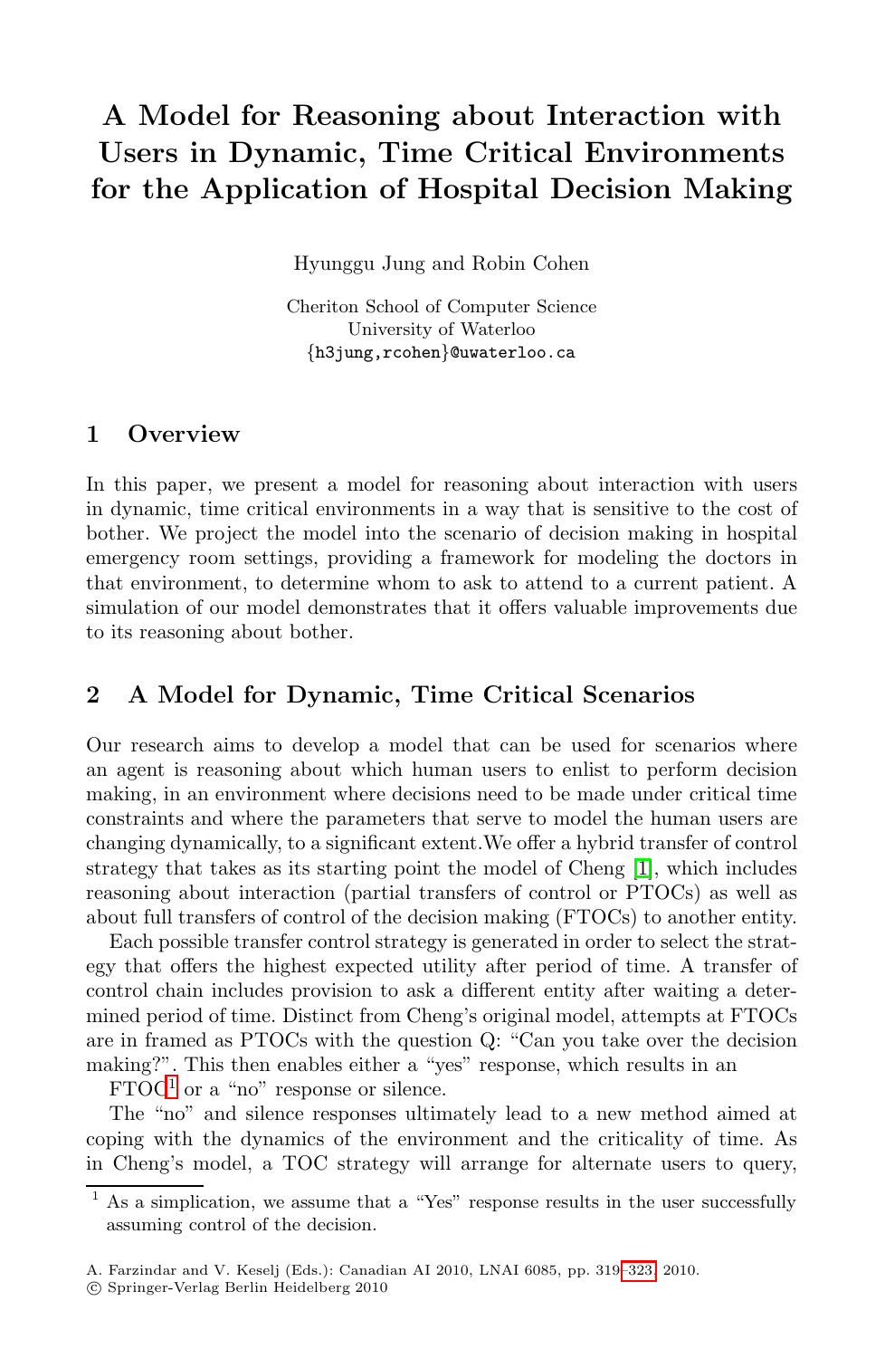# A Model for Reasoning about Interaction with Users in Dynamic, Time Critical Environments for the Application of Hospital Decision Making

Hyunggu Jung and Robin Cohen

Cheriton School of Computer Science
University of Waterloo
{h3jung,rcohen}@uwaterloo.ca

## 1 Overview

In this paper, we present a model for reasoning about interaction with users in dynamic, time critical environments in a way that is sensitive to the cost of bother. We project the model into the scenario of decision making in hospital emergency room settings, providing a framework for modeling the doctors in that environment, to determine whom to ask to attend to a current patient. A simulation of our model demonstrates that it offers valuable improvements due to its reasoning about bother.

## 2 A Model for Dynamic, Time Critical Scenarios

Our research aims to develop a model that can be used for scenarios where an agent is reasoning about which human users to enlist to perform decision making, in an environment where decisions need to be made under critical time constraints and where the parameters that serve to model the human users are changing dynamically, to a significant extent.We offer a hybrid transfer of control strategy that takes as its starting point the model of Cheng [1], which includes reasoning about interaction (partial transfers of control or PTOCs) as well as about full transfers of control of the decision making (FTOCs) to another entity.

Each possible transfer control strategy is generated in order to select the strategy that offers the highest expected utility after period of time. A transfer of control chain includes provision to ask a different entity after waiting a determined period of time. Distinct from Cheng's original model, attempts at FTOCs are in framed as PTOCs with the question Q: "Can you take over the decision making?". This then enables either a "yes" response, which results in an FTOC[1] or a "no" response or silence.

The "no" and silence responses ultimately lead to a new method aimed at coping with the dynamics of the environment and the criticality of time. As in Cheng's model, a TOC strategy will arrange for alternate users to query,

[1] As a simplication, we assume that a "Yes" response results in the user successfully assuming control of the decision.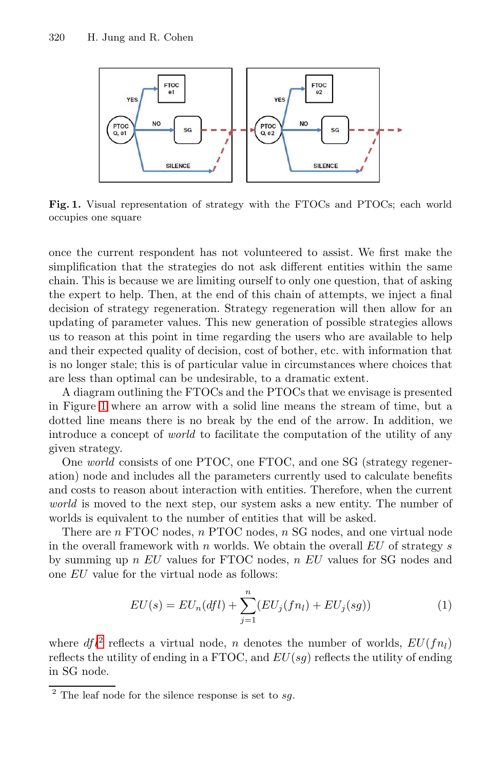FTOC
e1

YES

PTOC
Q, e1

NO

SG

SILENCE

FTOC
e2

YES

PTOC
Q, e2

NO

SG

SILENCE

**Fig. 1.** Visual representation of strategy with the FTOCs and PTOCs; each world occupies one square

once the current respondent has not volunteered to assist. We first make the simplification that the strategies do not ask different entities within the same chain. This is because we are limiting ourself to only one question, that of asking the expert to help. Then, at the end of this chain of attempts, we inject a final decision of strategy regeneration. Strategy regeneration will then allow for an updating of parameter values. This new generation of possible strategies allows us to reason at this point in time regarding the users who are available to help and their expected quality of decision, cost of bother, etc. with information that is no longer stale; this is of particular value in circumstances where choices that are less than optimal can be undesirable, to a dramatic extent.

A diagram outlining the FTOCs and the PTOCs that we envisage is presented in Figure 1 where an arrow with a solid line means the stream of time, but a dotted line means there is no break by the end of the arrow. In addition, we introduce a concept of *world* to facilitate the computation of the utility of any given strategy.

One *world* consists of one PTOC, one FTOC, and one SG (strategy regeneration) node and includes all the parameters currently used to calculate benefits and costs to reason about interaction with entities. Therefore, when the current *world* is moved to the next step, our system asks a new entity. The number of worlds is equivalent to the number of entities that will be asked.

There are $n$ FTOC nodes, $n$ PTOC nodes, $n$ SG nodes, and one virtual node in the overall framework with $n$ worlds. We obtain the overall $EU$ of strategy $s$ by summing up $n$ $EU$ values for FTOC nodes, $n$ $EU$ values for SG nodes and one $EU$ value for the virtual node as follows:

$$EU(s) = EU_n(dfl) + \sum_{j=1}^{n} (EU_j(fn_l) + EU_j(sg)) \tag{1}$$

where $dfl$[2] reflects a virtual node, $n$ denotes the number of worlds, $EU(fn_l)$ reflects the utility of ending in a FTOC, and $EU(sg)$ reflects the utility of ending in SG node.

[2] The leaf node for the silence response is set to $sg$.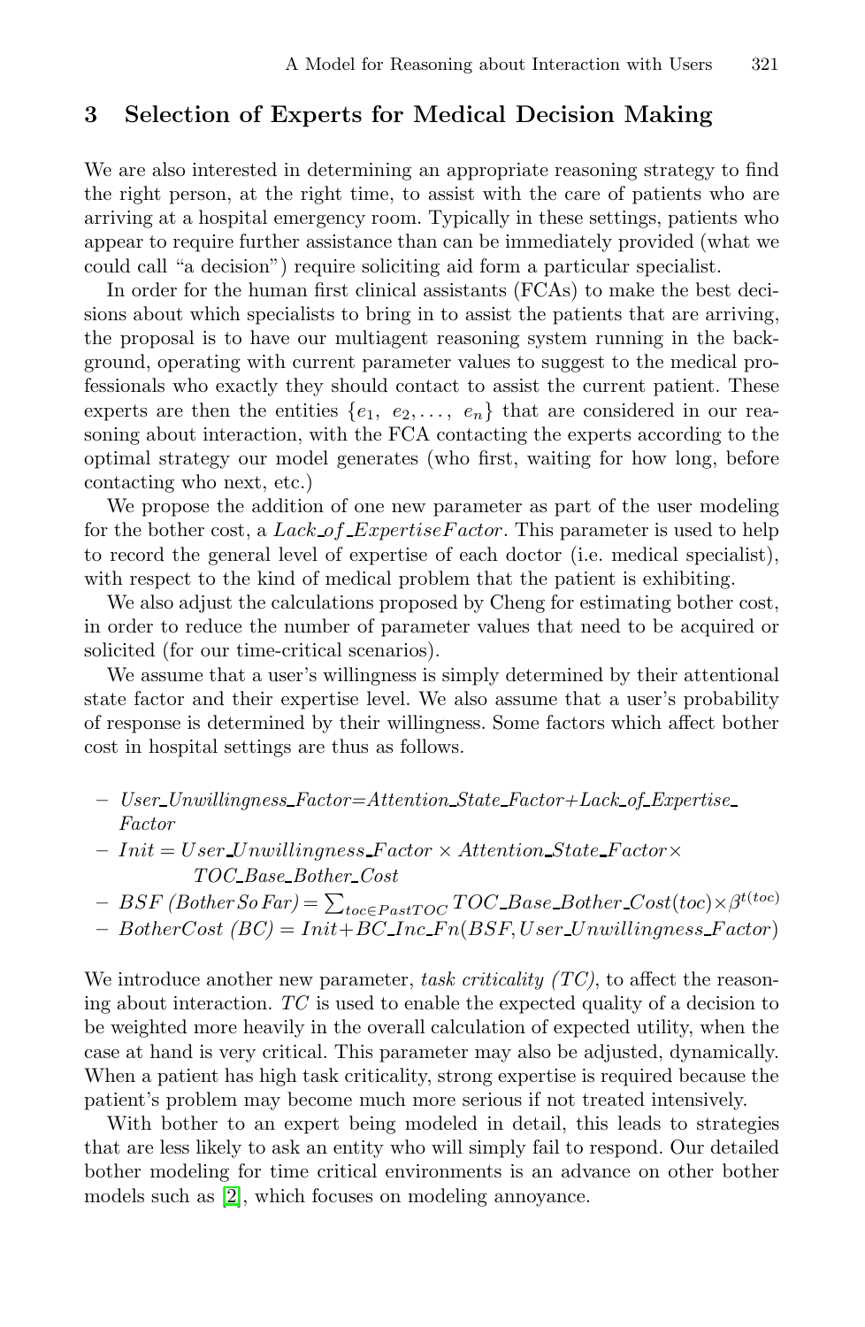## 3 Selection of Experts for Medical Decision Making

We are also interested in determining an appropriate reasoning strategy to find the right person, at the right time, to assist with the care of patients who are arriving at a hospital emergency room. Typically in these settings, patients who appear to require further assistance than can be immediately provided (what we could call "a decision") require soliciting aid form a particular specialist.

In order for the human first clinical assistants (FCAs) to make the best decisions about which specialists to bring in to assist the patients that are arriving, the proposal is to have our multiagent reasoning system running in the background, operating with current parameter values to suggest to the medical professionals who exactly they should contact to assist the current patient. These experts are then the entities $\{e_1,\ e_2, \ldots,\ e_n\}$ that are considered in our reasoning about interaction, with the FCA contacting the experts according to the optimal strategy our model generates (who first, waiting for how long, before contacting who next, etc.)

We propose the addition of one new parameter as part of the user modeling for the bother cost, a *Lack_of_ExpertiseFactor*. This parameter is used to help to record the general level of expertise of each doctor (i.e. medical specialist), with respect to the kind of medical problem that the patient is exhibiting.

We also adjust the calculations proposed by Cheng for estimating bother cost, in order to reduce the number of parameter values that need to be acquired or solicited (for our time-critical scenarios).

We assume that a user's willingness is simply determined by their attentional state factor and their expertise level. We also assume that a user's probability of response is determined by their willingness. Some factors which affect bother cost in hospital settings are thus as follows.

- $User\_Unwillingness\_Factor = Attention\_State\_Factor + Lack\_of\_Expertise\_Factor$
- $Init = User\_Unwillingness\_Factor \times Attention\_State\_Factor \times TOC\_Base\_Bother\_Cost$
- $BSF\ (Bother\,So\,Far) = \sum_{toc \in PastTOC} TOC\_Base\_Bother\_Cost(toc) \times \beta^{t(toc)}$
- $BotherCost\ (BC) = Init + BC\_Inc\_Fn(BSF, User\_Unwillingness\_Factor)$

We introduce another new parameter, *task criticality (TC)*, to affect the reasoning about interaction. *TC* is used to enable the expected quality of a decision to be weighted more heavily in the overall calculation of expected utility, when the case at hand is very critical. This parameter may also be adjusted, dynamically. When a patient has high task criticality, strong expertise is required because the patient's problem may become much more serious if not treated intensively.

With bother to an expert being modeled in detail, this leads to strategies that are less likely to ask an entity who will simply fail to respond. Our detailed bother modeling for time critical environments is an advance on other bother models such as [2], which focuses on modeling annoyance.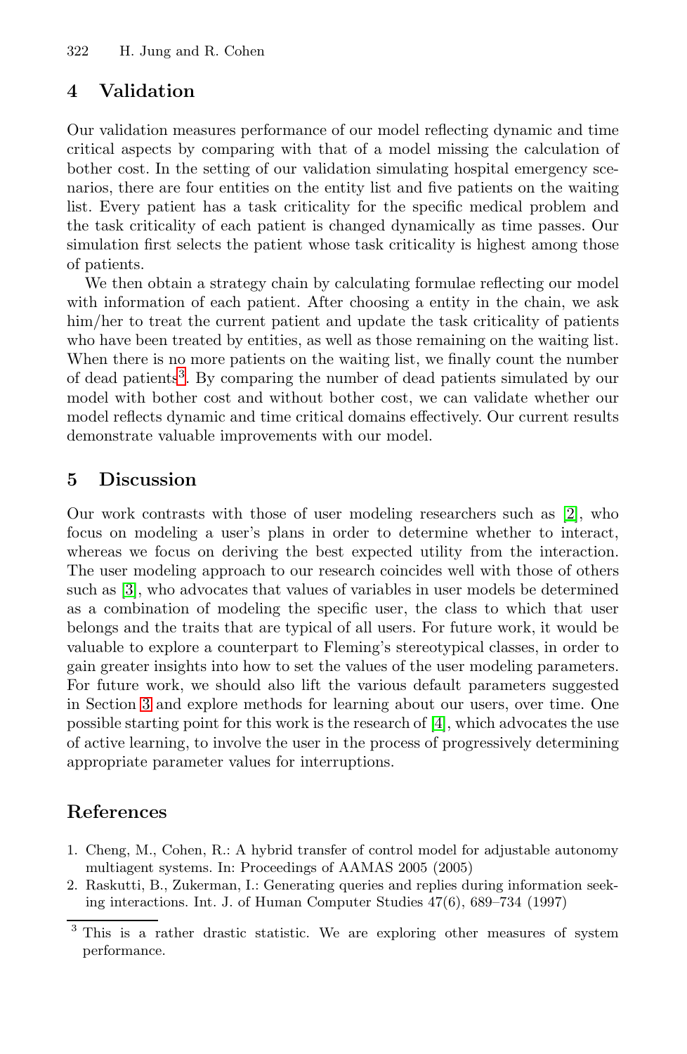## 4 Validation

Our validation measures performance of our model reflecting dynamic and time critical aspects by comparing with that of a model missing the calculation of bother cost. In the setting of our validation simulating hospital emergency scenarios, there are four entities on the entity list and five patients on the waiting list. Every patient has a task criticality for the specific medical problem and the task criticality of each patient is changed dynamically as time passes. Our simulation first selects the patient whose task criticality is highest among those of patients.

We then obtain a strategy chain by calculating formulae reflecting our model with information of each patient. After choosing a entity in the chain, we ask him/her to treat the current patient and update the task criticality of patients who have been treated by entities, as well as those remaining on the waiting list. When there is no more patients on the waiting list, we finally count the number of dead patients[3]. By comparing the number of dead patients simulated by our model with bother cost and without bother cost, we can validate whether our model reflects dynamic and time critical domains effectively. Our current results demonstrate valuable improvements with our model.

## 5 Discussion

Our work contrasts with those of user modeling researchers such as [2], who focus on modeling a user's plans in order to determine whether to interact, whereas we focus on deriving the best expected utility from the interaction. The user modeling approach to our research coincides well with those of others such as [3], who advocates that values of variables in user models be determined as a combination of modeling the specific user, the class to which that user belongs and the traits that are typical of all users. For future work, it would be valuable to explore a counterpart to Fleming's stereotypical classes, in order to gain greater insights into how to set the values of the user modeling parameters. For future work, we should also lift the various default parameters suggested in Section 3 and explore methods for learning about our users, over time. One possible starting point for this work is the research of [4], which advocates the use of active learning, to involve the user in the process of progressively determining appropriate parameter values for interruptions.

## References

1. Cheng, M., Cohen, R.: A hybrid transfer of control model for adjustable autonomy multiagent systems. In: Proceedings of AAMAS 2005 (2005)
2. Raskutti, B., Zukerman, I.: Generating queries and replies during information seeking interactions. Int. J. of Human Computer Studies 47(6), 689–734 (1997)

[3] This is a rather drastic statistic. We are exploring other measures of system performance.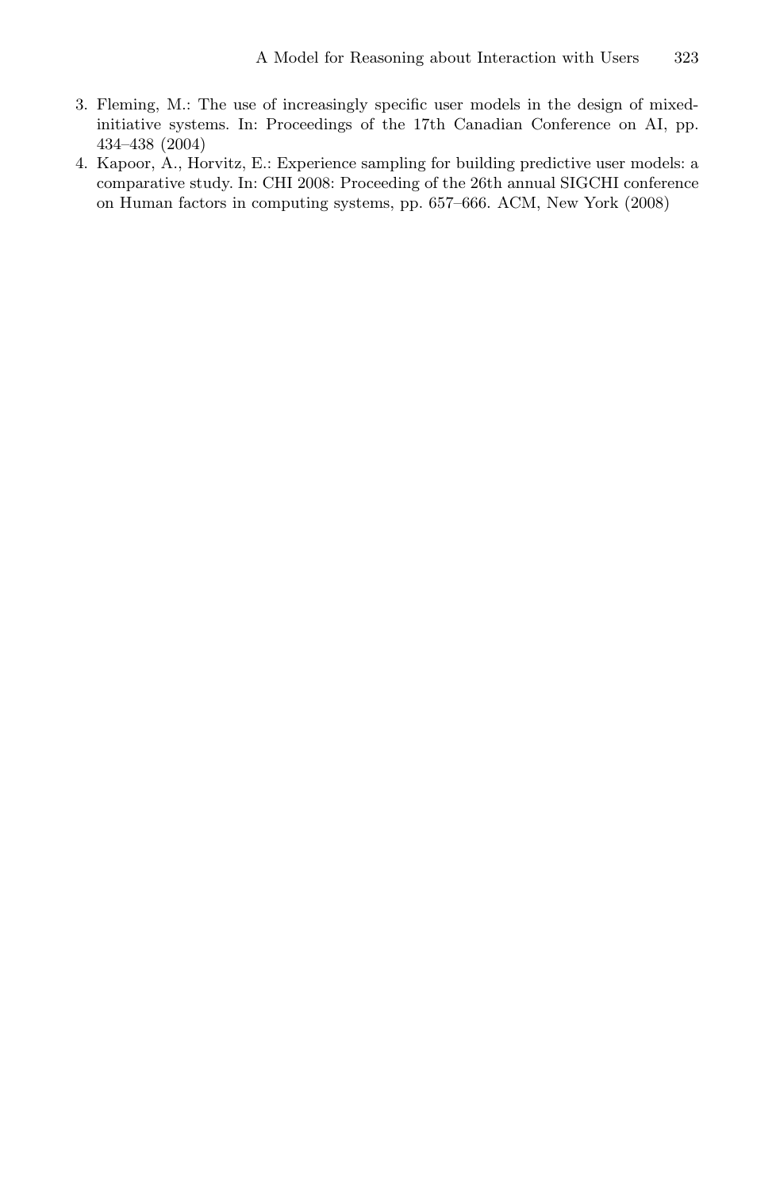3. Fleming, M.: The use of increasingly specific user models in the design of mixed-initiative systems. In: Proceedings of the 17th Canadian Conference on AI, pp. 434–438 (2004)
4. Kapoor, A., Horvitz, E.: Experience sampling for building predictive user models: a comparative study. In: CHI 2008: Proceeding of the 26th annual SIGCHI conference on Human factors in computing systems, pp. 657–666. ACM, New York (2008)